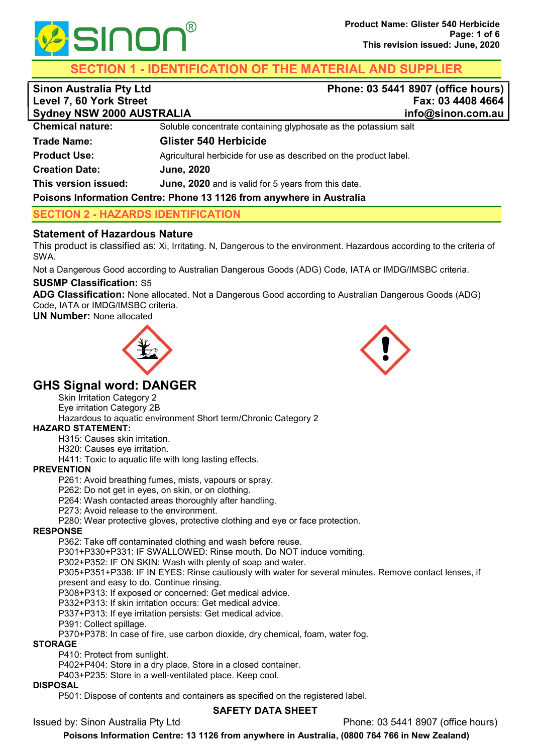# SECTION 1 - IDENTIFICATION OF THE MATERIAL AND SUPPLIER

**Sinon Australia Pty Ltd**
**Level 7, 60 York Street**
**Sydney NSW 2000 AUSTRALIA**

**Phone: 03 5441 8907 (office hours)**
**Fax: 03 4408 4664**
**info@sinon.com.au**

| | |
|---|---|
| **Chemical nature:** | Soluble concentrate containing glyphosate as the potassium salt |
| **Trade Name:** | **Glister 540 Herbicide** |
| **Product Use:** | Agricultural herbicide for use as described on the product label. |
| **Creation Date:** | **June, 2020** |
| **This version issued:** | **June, 2020** and is valid for 5 years from this date. |

**Poisons Information Centre: Phone 13 1126 from anywhere in Australia**

## SECTION 2 - HAZARDS IDENTIFICATION

### Statement of Hazardous Nature

This product is classified as: Xi, Irritating. N, Dangerous to the environment. Hazardous according to the criteria of SWA.

Not a Dangerous Good according to Australian Dangerous Goods (ADG) Code, IATA or IMDG/IMSBC criteria.

**SUSMP Classification:** S5

**ADG Classification:** None allocated. Not a Dangerous Good according to Australian Dangerous Goods (ADG) Code, IATA or IMDG/IMSBC criteria.

**UN Number:** None allocated

## GHS Signal word: DANGER

Skin Irritation Category 2
Eye irritation Category 2B
Hazardous to aquatic environment Short term/Chronic Category 2

**HAZARD STATEMENT:**

H315: Causes skin irritation.
H320: Causes eye irritation.
H411: Toxic to aquatic life with long lasting effects.

**PREVENTION**

P261: Avoid breathing fumes, mists, vapours or spray.
P262: Do not get in eyes, on skin, or on clothing.
P264: Wash contacted areas thoroughly after handling.
P273: Avoid release to the environment.
P280: Wear protective gloves, protective clothing and eye or face protection.

**RESPONSE**

P362: Take off contaminated clothing and wash before reuse.
P301+P330+P331: IF SWALLOWED: Rinse mouth. Do NOT induce vomiting.
P302+P352: IF ON SKIN: Wash with plenty of soap and water.
P305+P351+P338: IF IN EYES: Rinse cautiously with water for several minutes. Remove contact lenses, if present and easy to do. Continue rinsing.
P308+P313: If exposed or concerned: Get medical advice.
P332+P313: If skin irritation occurs: Get medical advice.
P337+P313: If eye irritation persists: Get medical advice.
P391: Collect spillage.
P370+P378: In case of fire, use carbon dioxide, dry chemical, foam, water fog.

**STORAGE**

P410: Protect from sunlight.
P402+P404: Store in a dry place. Store in a closed container.
P403+P235: Store in a well-ventilated place. Keep cool.

**DISPOSAL**

P501: Dispose of contents and containers as specified on the registered label.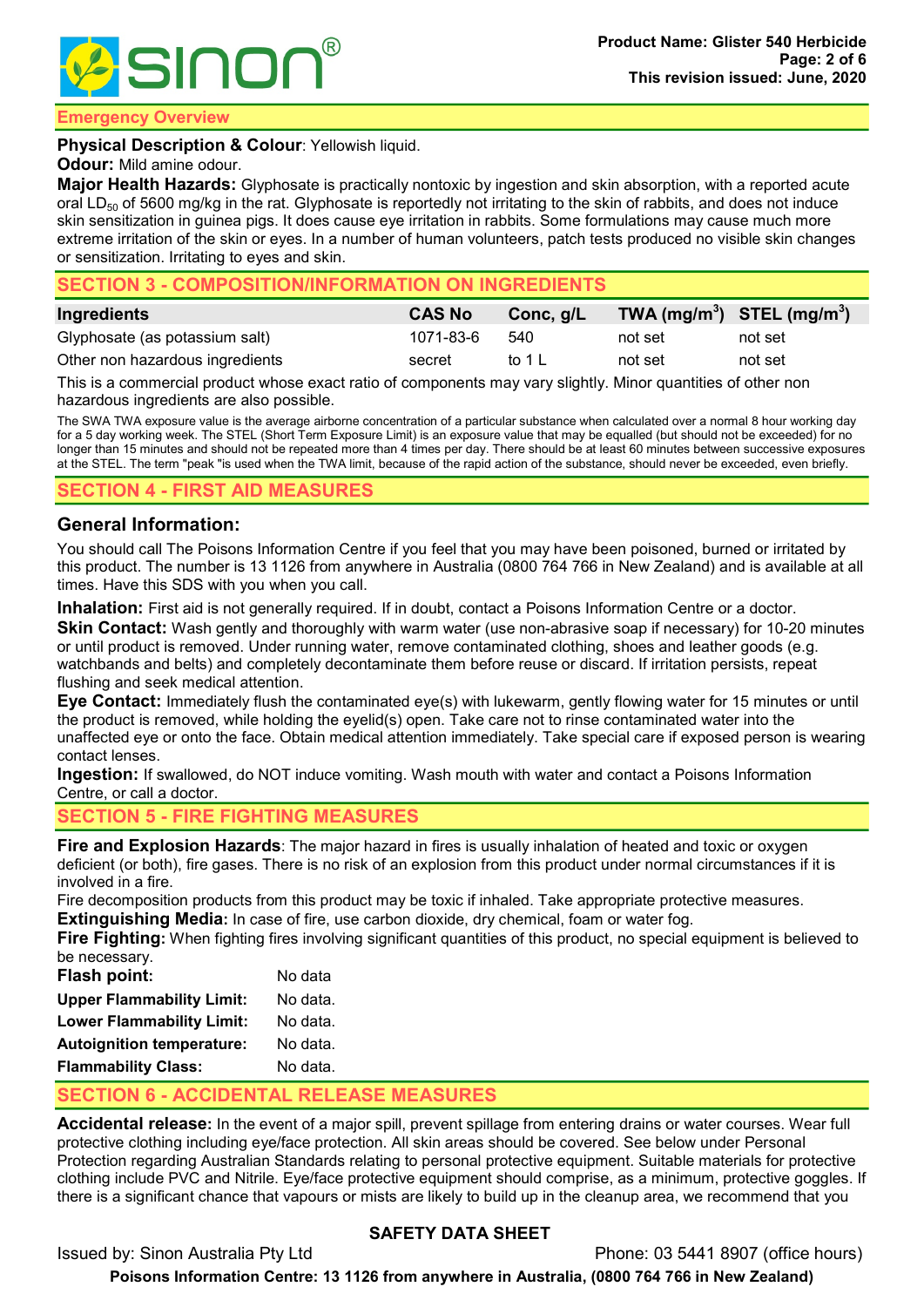## Emergency Overview

**Physical Description & Colour**: Yellowish liquid.

**Odour:** Mild amine odour.

**Major Health Hazards:** Glyphosate is practically nontoxic by ingestion and skin absorption, with a reported acute oral $LD_{50}$ of 5600 mg/kg in the rat. Glyphosate is reportedly not irritating to the skin of rabbits, and does not induce skin sensitization in guinea pigs. It does cause eye irritation in rabbits. Some formulations may cause much more extreme irritation of the skin or eyes. In a number of human volunteers, patch tests produced no visible skin changes or sensitization. Irritating to eyes and skin.

## SECTION 3 - COMPOSITION/INFORMATION ON INGREDIENTS

| Ingredients | CAS No | Conc, g/L | TWA ($mg/m^3$) | STEL ($mg/m^3$) |
|---|---|---|---|---|
| Glyphosate (as potassium salt) | 1071-83-6 | 540 | not set | not set |
| Other non hazardous ingredients | secret | to 1 L | not set | not set |

This is a commercial product whose exact ratio of components may vary slightly. Minor quantities of other non hazardous ingredients are also possible.

The SWA TWA exposure value is the average airborne concentration of a particular substance when calculated over a normal 8 hour working day for a 5 day working week. The STEL (Short Term Exposure Limit) is an exposure value that may be equalled (but should not be exceeded) for no longer than 15 minutes and should not be repeated more than 4 times per day. There should be at least 60 minutes between successive exposures at the STEL. The term "peak "is used when the TWA limit, because of the rapid action of the substance, should never be exceeded, even briefly.

## SECTION 4 - FIRST AID MEASURES

### General Information:

You should call The Poisons Information Centre if you feel that you may have been poisoned, burned or irritated by this product. The number is 13 1126 from anywhere in Australia (0800 764 766 in New Zealand) and is available at all times. Have this SDS with you when you call.

**Inhalation:** First aid is not generally required. If in doubt, contact a Poisons Information Centre or a doctor.

**Skin Contact:** Wash gently and thoroughly with warm water (use non-abrasive soap if necessary) for 10-20 minutes or until product is removed. Under running water, remove contaminated clothing, shoes and leather goods (e.g. watchbands and belts) and completely decontaminate them before reuse or discard. If irritation persists, repeat flushing and seek medical attention.

**Eye Contact:** Immediately flush the contaminated eye(s) with lukewarm, gently flowing water for 15 minutes or until the product is removed, while holding the eyelid(s) open. Take care not to rinse contaminated water into the unaffected eye or onto the face. Obtain medical attention immediately. Take special care if exposed person is wearing contact lenses.

**Ingestion:** If swallowed, do NOT induce vomiting. Wash mouth with water and contact a Poisons Information Centre, or call a doctor.

## SECTION 5 - FIRE FIGHTING MEASURES

**Fire and Explosion Hazards**: The major hazard in fires is usually inhalation of heated and toxic or oxygen deficient (or both), fire gases. There is no risk of an explosion from this product under normal circumstances if it is involved in a fire.

Fire decomposition products from this product may be toxic if inhaled. Take appropriate protective measures.

**Extinguishing Media:** In case of fire, use carbon dioxide, dry chemical, foam or water fog.

**Fire Fighting:** When fighting fires involving significant quantities of this product, no special equipment is believed to be necessary.

**Flash point:** No data

**Upper Flammability Limit:** No data.

**Lower Flammability Limit:** No data.

**Autoignition temperature:** No data.

**Flammability Class:** No data.

## SECTION 6 - ACCIDENTAL RELEASE MEASURES

**Accidental release:** In the event of a major spill, prevent spillage from entering drains or water courses. Wear full protective clothing including eye/face protection. All skin areas should be covered. See below under Personal Protection regarding Australian Standards relating to personal protective equipment. Suitable materials for protective clothing include PVC and Nitrile. Eye/face protective equipment should comprise, as a minimum, protective goggles. If there is a significant chance that vapours or mists are likely to build up in the cleanup area, we recommend that you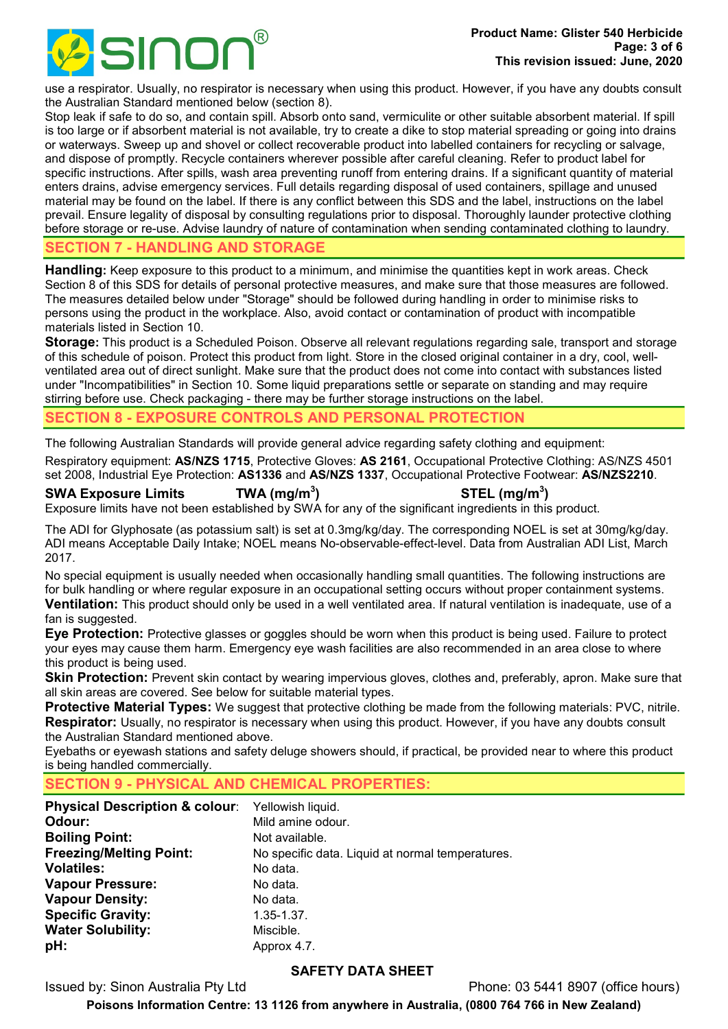use a respirator. Usually, no respirator is necessary when using this product. However, if you have any doubts consult the Australian Standard mentioned below (section 8).

Stop leak if safe to do so, and contain spill. Absorb onto sand, vermiculite or other suitable absorbent material. If spill is too large or if absorbent material is not available, try to create a dike to stop material spreading or going into drains or waterways. Sweep up and shovel or collect recoverable product into labelled containers for recycling or salvage, and dispose of promptly. Recycle containers wherever possible after careful cleaning. Refer to product label for specific instructions. After spills, wash area preventing runoff from entering drains. If a significant quantity of material enters drains, advise emergency services. Full details regarding disposal of used containers, spillage and unused material may be found on the label. If there is any conflict between this SDS and the label, instructions on the label prevail. Ensure legality of disposal by consulting regulations prior to disposal. Thoroughly launder protective clothing before storage or re-use. Advise laundry of nature of contamination when sending contaminated clothing to laundry.

## SECTION 7 - HANDLING AND STORAGE

**Handling:** Keep exposure to this product to a minimum, and minimise the quantities kept in work areas. Check Section 8 of this SDS for details of personal protective measures, and make sure that those measures are followed. The measures detailed below under "Storage" should be followed during handling in order to minimise risks to persons using the product in the workplace. Also, avoid contact or contamination of product with incompatible materials listed in Section 10.

**Storage:** This product is a Scheduled Poison. Observe all relevant regulations regarding sale, transport and storage of this schedule of poison. Protect this product from light. Store in the closed original container in a dry, cool, well-ventilated area out of direct sunlight. Make sure that the product does not come into contact with substances listed under "Incompatibilities" in Section 10. Some liquid preparations settle or separate on standing and may require stirring before use. Check packaging - there may be further storage instructions on the label.

## SECTION 8 - EXPOSURE CONTROLS AND PERSONAL PROTECTION

The following Australian Standards will provide general advice regarding safety clothing and equipment:

Respiratory equipment: **AS/NZS 1715**, Protective Gloves: **AS 2161**, Occupational Protective Clothing: AS/NZS 4501 set 2008, Industrial Eye Protection: **AS1336** and **AS/NZS 1337**, Occupational Protective Footwear: **AS/NZS2210**.

| SWA Exposure Limits | TWA ($mg/m^3$) | STEL ($mg/m^3$) |
|---|---|---|

Exposure limits have not been established by SWA for any of the significant ingredients in this product.

The ADI for Glyphosate (as potassium salt) is set at 0.3mg/kg/day. The corresponding NOEL is set at 30mg/kg/day. ADI means Acceptable Daily Intake; NOEL means No-observable-effect-level. Data from Australian ADI List, March 2017.

No special equipment is usually needed when occasionally handling small quantities. The following instructions are for bulk handling or where regular exposure in an occupational setting occurs without proper containment systems.

**Ventilation:** This product should only be used in a well ventilated area. If natural ventilation is inadequate, use of a fan is suggested.

**Eye Protection:** Protective glasses or goggles should be worn when this product is being used. Failure to protect your eyes may cause them harm. Emergency eye wash facilities are also recommended in an area close to where this product is being used.

**Skin Protection:** Prevent skin contact by wearing impervious gloves, clothes and, preferably, apron. Make sure that all skin areas are covered. See below for suitable material types.

**Protective Material Types:** We suggest that protective clothing be made from the following materials: PVC, nitrile.

**Respirator:** Usually, no respirator is necessary when using this product. However, if you have any doubts consult the Australian Standard mentioned above.

Eyebaths or eyewash stations and safety deluge showers should, if practical, be provided near to where this product is being handled commercially.

## SECTION 9 - PHYSICAL AND CHEMICAL PROPERTIES:

| | |
|---|---|
| **Physical Description & colour**: | Yellowish liquid. |
| **Odour:** | Mild amine odour. |
| **Boiling Point:** | Not available. |
| **Freezing/Melting Point:** | No specific data. Liquid at normal temperatures. |
| **Volatiles:** | No data. |
| **Vapour Pressure:** | No data. |
| **Vapour Density:** | No data. |
| **Specific Gravity:** | 1.35-1.37. |
| **Water Solubility:** | Miscible. |
| **pH:** | Approx 4.7. |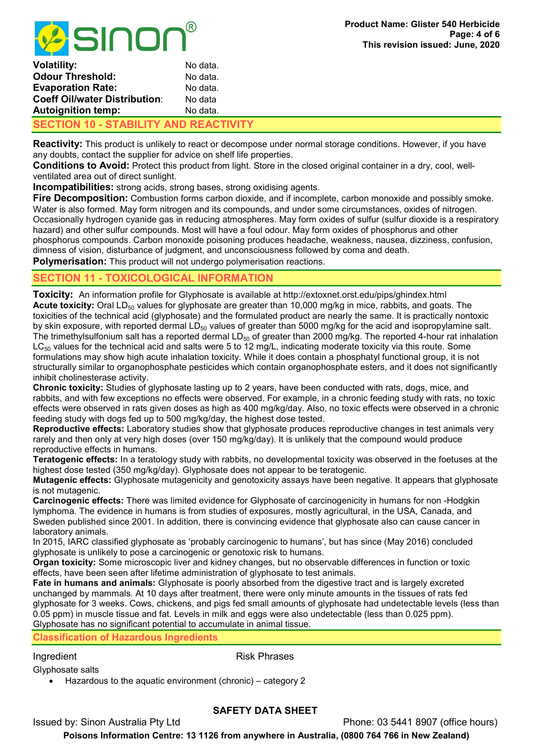| | |
|---|---|
| **Volatility:** | No data. |
| **Odour Threshold:** | No data. |
| **Evaporation Rate:** | No data. |
| **Coeff Oil/water Distribution**: | No data |
| **Autoignition temp:** | No data. |

## SECTION 10 - STABILITY AND REACTIVITY

**Reactivity:** This product is unlikely to react or decompose under normal storage conditions. However, if you have any doubts, contact the supplier for advice on shelf life properties.

**Conditions to Avoid:** Protect this product from light. Store in the closed original container in a dry, cool, well-ventilated area out of direct sunlight.

**Incompatibilities:** strong acids, strong bases, strong oxidising agents.

**Fire Decomposition:** Combustion forms carbon dioxide, and if incomplete, carbon monoxide and possibly smoke. Water is also formed. May form nitrogen and its compounds, and under some circumstances, oxides of nitrogen. Occasionally hydrogen cyanide gas in reducing atmospheres. May form oxides of sulfur (sulfur dioxide is a respiratory hazard) and other sulfur compounds. Most will have a foul odour. May form oxides of phosphorus and other phosphorus compounds. Carbon monoxide poisoning produces headache, weakness, nausea, dizziness, confusion, dimness of vision, disturbance of judgment, and unconsciousness followed by coma and death.

**Polymerisation:** This product will not undergo polymerisation reactions.

## SECTION 11 - TOXICOLOGICAL INFORMATION

**Toxicity:** An information profile for Glyphosate is available at http://extoxnet.orst.edu/pips/ghindex.html

**Acute toxicity:** Oral $LD_{50}$ values for glyphosate are greater than 10,000 mg/kg in mice, rabbits, and goats. The toxicities of the technical acid (glyphosate) and the formulated product are nearly the same. It is practically nontoxic by skin exposure, with reported dermal $LD_{50}$ values of greater than 5000 mg/kg for the acid and isopropylamine salt. The trimethylsulfonium salt has a reported dermal $LD_{50}$ of greater than 2000 mg/kg. The reported 4-hour rat inhalation $LC_{50}$ values for the technical acid and salts were 5 to 12 mg/L, indicating moderate toxicity via this route. Some formulations may show high acute inhalation toxicity. While it does contain a phosphatyl functional group, it is not structurally similar to organophosphate pesticides which contain organophosphate esters, and it does not significantly inhibit cholinesterase activity.

**Chronic toxicity:** Studies of glyphosate lasting up to 2 years, have been conducted with rats, dogs, mice, and rabbits, and with few exceptions no effects were observed. For example, in a chronic feeding study with rats, no toxic effects were observed in rats given doses as high as 400 mg/kg/day. Also, no toxic effects were observed in a chronic feeding study with dogs fed up to 500 mg/kg/day, the highest dose tested.

**Reproductive effects:** Laboratory studies show that glyphosate produces reproductive changes in test animals very rarely and then only at very high doses (over 150 mg/kg/day). It is unlikely that the compound would produce reproductive effects in humans.

**Teratogenic effects:** In a teratology study with rabbits, no developmental toxicity was observed in the foetuses at the highest dose tested (350 mg/kg/day). Glyphosate does not appear to be teratogenic.

**Mutagenic effects:** Glyphosate mutagenicity and genotoxicity assays have been negative. It appears that glyphosate is not mutagenic.

**Carcinogenic effects:** There was limited evidence for Glyphosate of carcinogenicity in humans for non -Hodgkin lymphoma. The evidence in humans is from studies of exposures, mostly agricultural, in the USA, Canada, and Sweden published since 2001. In addition, there is convincing evidence that glyphosate also can cause cancer in laboratory animals.

In 2015, IARC classified glyphosate as 'probably carcinogenic to humans', but has since (May 2016) concluded glyphosate is unlikely to pose a carcinogenic or genotoxic risk to humans.

**Organ toxicity:** Some microscopic liver and kidney changes, but no observable differences in function or toxic effects, have been seen after lifetime administration of glyphosate to test animals.

**Fate in humans and animals:** Glyphosate is poorly absorbed from the digestive tract and is largely excreted unchanged by mammals. At 10 days after treatment, there were only minute amounts in the tissues of rats fed glyphosate for 3 weeks. Cows, chickens, and pigs fed small amounts of glyphosate had undetectable levels (less than 0.05 ppm) in muscle tissue and fat. Levels in milk and eggs were also undetectable (less than 0.025 ppm). Glyphosate has no significant potential to accumulate in animal tissue.

### Classification of Hazardous Ingredients

| Ingredient | Risk Phrases |
|---|---|
| Glyphosate salts | |

- Hazardous to the aquatic environment (chronic) – category 2

**SAFETY DATA SHEET**

Issued by: Sinon Australia Pty Ltd    Phone: 03 5441 8907 (office hours)

**Poisons Information Centre: 13 1126 from anywhere in Australia, (0800 764 766 in New Zealand)**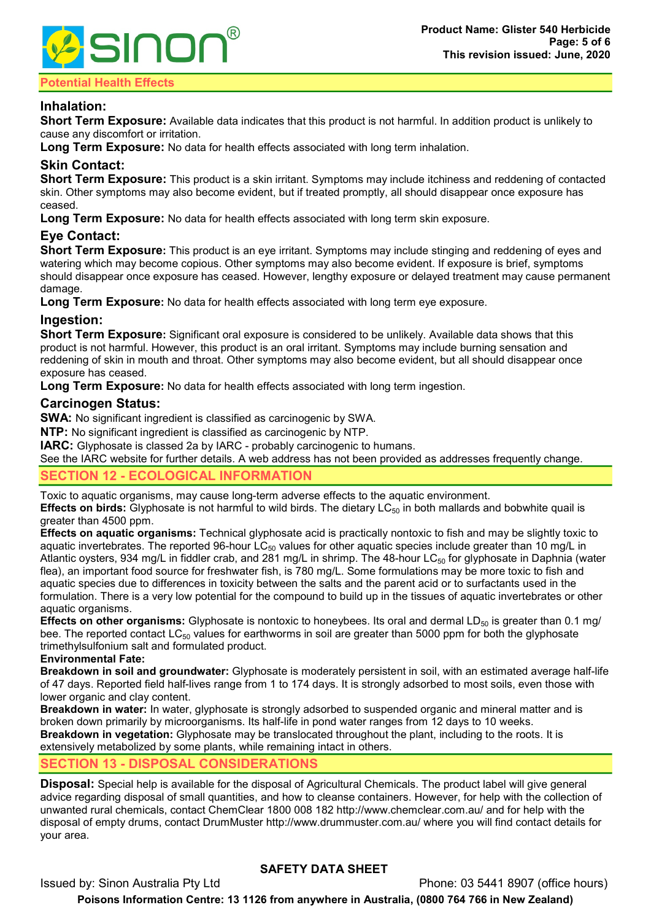## Potential Health Effects

### Inhalation:

**Short Term Exposure:** Available data indicates that this product is not harmful. In addition product is unlikely to cause any discomfort or irritation.

**Long Term Exposure:** No data for health effects associated with long term inhalation.

### Skin Contact:

**Short Term Exposure:** This product is a skin irritant. Symptoms may include itchiness and reddening of contacted skin. Other symptoms may also become evident, but if treated promptly, all should disappear once exposure has ceased.

**Long Term Exposure:** No data for health effects associated with long term skin exposure.

### Eye Contact:

**Short Term Exposure:** This product is an eye irritant. Symptoms may include stinging and reddening of eyes and watering which may become copious. Other symptoms may also become evident. If exposure is brief, symptoms should disappear once exposure has ceased. However, lengthy exposure or delayed treatment may cause permanent damage.

**Long Term Exposure:** No data for health effects associated with long term eye exposure.

### Ingestion:

**Short Term Exposure:** Significant oral exposure is considered to be unlikely. Available data shows that this product is not harmful. However, this product is an oral irritant. Symptoms may include burning sensation and reddening of skin in mouth and throat. Other symptoms may also become evident, but all should disappear once exposure has ceased.

**Long Term Exposure:** No data for health effects associated with long term ingestion.

### Carcinogen Status:

**SWA:** No significant ingredient is classified as carcinogenic by SWA.

**NTP:** No significant ingredient is classified as carcinogenic by NTP.

**IARC:** Glyphosate is classed 2a by IARC - probably carcinogenic to humans.

See the IARC website for further details. A web address has not been provided as addresses frequently change.

## SECTION 12 - ECOLOGICAL INFORMATION

Toxic to aquatic organisms, may cause long-term adverse effects to the aquatic environment.

**Effects on birds:** Glyphosate is not harmful to wild birds. The dietary $LC_{50}$ in both mallards and bobwhite quail is greater than 4500 ppm.

**Effects on aquatic organisms:** Technical glyphosate acid is practically nontoxic to fish and may be slightly toxic to aquatic invertebrates. The reported 96-hour $LC_{50}$ values for other aquatic species include greater than 10 mg/L in Atlantic oysters, 934 mg/L in fiddler crab, and 281 mg/L in shrimp. The 48-hour $LC_{50}$ for glyphosate in Daphnia (water flea), an important food source for freshwater fish, is 780 mg/L. Some formulations may be more toxic to fish and aquatic species due to differences in toxicity between the salts and the parent acid or to surfactants used in the formulation. There is a very low potential for the compound to build up in the tissues of aquatic invertebrates or other aquatic organisms.

**Effects on other organisms:** Glyphosate is nontoxic to honeybees. Its oral and dermal $LD_{50}$ is greater than 0.1 mg/ bee. The reported contact $LC_{50}$ values for earthworms in soil are greater than 5000 ppm for both the glyphosate trimethylsulfonium salt and formulated product.

**Environmental Fate:**

**Breakdown in soil and groundwater:** Glyphosate is moderately persistent in soil, with an estimated average half-life of 47 days. Reported field half-lives range from 1 to 174 days. It is strongly adsorbed to most soils, even those with lower organic and clay content.

**Breakdown in water:** In water, glyphosate is strongly adsorbed to suspended organic and mineral matter and is broken down primarily by microorganisms. Its half-life in pond water ranges from 12 days to 10 weeks.

**Breakdown in vegetation:** Glyphosate may be translocated throughout the plant, including to the roots. It is extensively metabolized by some plants, while remaining intact in others.

## SECTION 13 - DISPOSAL CONSIDERATIONS

**Disposal:** Special help is available for the disposal of Agricultural Chemicals. The product label will give general advice regarding disposal of small quantities, and how to cleanse containers. However, for help with the collection of unwanted rural chemicals, contact ChemClear 1800 008 182 http://www.chemclear.com.au/ and for help with the disposal of empty drums, contact DrumMuster http://www.drummuster.com.au/ where you will find contact details for your area.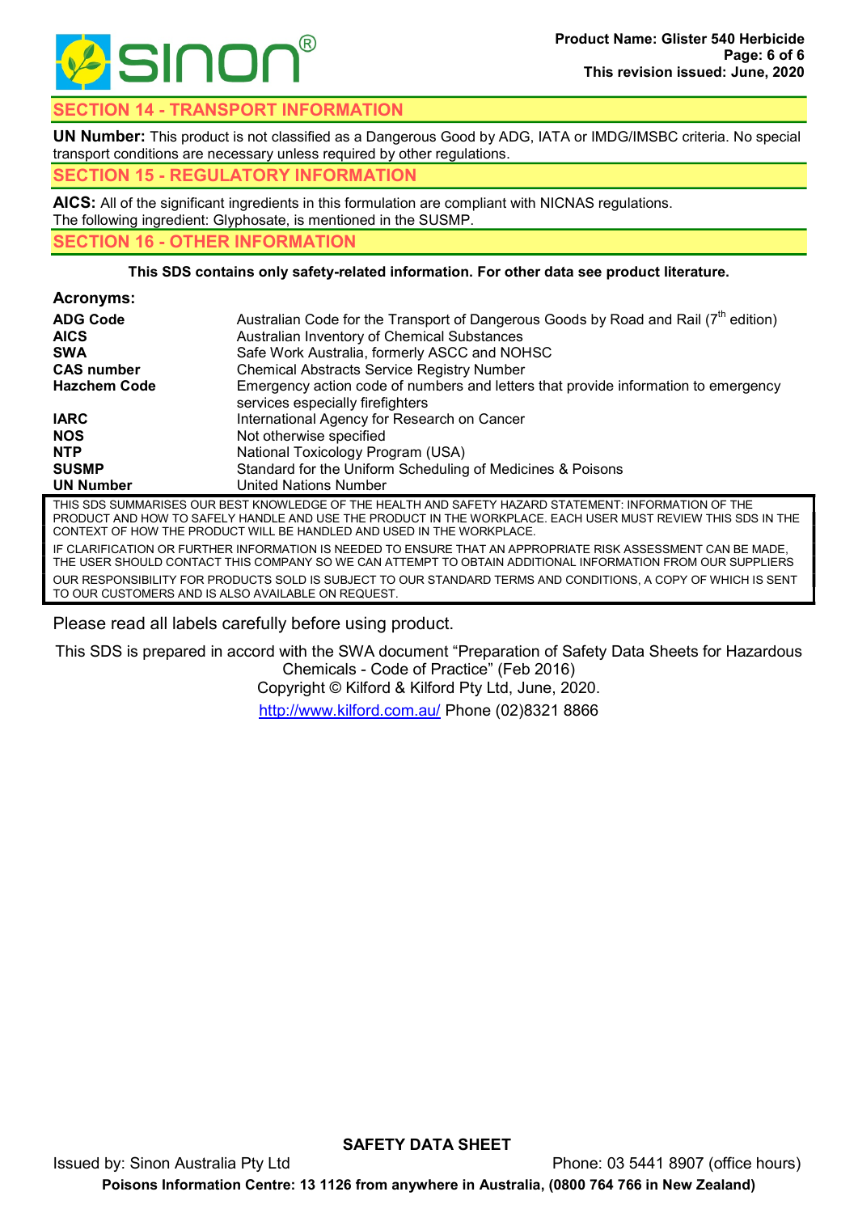## SECTION 14 - TRANSPORT INFORMATION

**UN Number:** This product is not classified as a Dangerous Good by ADG, IATA or IMDG/IMSBC criteria. No special transport conditions are necessary unless required by other regulations.

## SECTION 15 - REGULATORY INFORMATION

**AICS:** All of the significant ingredients in this formulation are compliant with NICNAS regulations.
The following ingredient: Glyphosate, is mentioned in the SUSMP.

## SECTION 16 - OTHER INFORMATION

**This SDS contains only safety-related information. For other data see product literature.**

**Acronyms:**

| | |
|---|---|
| **ADG Code** | Australian Code for the Transport of Dangerous Goods by Road and Rail (7th edition) |
| **AICS** | Australian Inventory of Chemical Substances |
| **SWA** | Safe Work Australia, formerly ASCC and NOHSC |
| **CAS number** | Chemical Abstracts Service Registry Number |
| **Hazchem Code** | Emergency action code of numbers and letters that provide information to emergency services especially firefighters |
| **IARC** | International Agency for Research on Cancer |
| **NOS** | Not otherwise specified |
| **NTP** | National Toxicology Program (USA) |
| **SUSMP** | Standard for the Uniform Scheduling of Medicines & Poisons |
| **UN Number** | United Nations Number |

THIS SDS SUMMARISES OUR BEST KNOWLEDGE OF THE HEALTH AND SAFETY HAZARD STATEMENT: INFORMATION OF THE PRODUCT AND HOW TO SAFELY HANDLE AND USE THE PRODUCT IN THE WORKPLACE. EACH USER MUST REVIEW THIS SDS IN THE CONTEXT OF HOW THE PRODUCT WILL BE HANDLED AND USED IN THE WORKPLACE.

IF CLARIFICATION OR FURTHER INFORMATION IS NEEDED TO ENSURE THAT AN APPROPRIATE RISK ASSESSMENT CAN BE MADE, THE USER SHOULD CONTACT THIS COMPANY SO WE CAN ATTEMPT TO OBTAIN ADDITIONAL INFORMATION FROM OUR SUPPLIERS

OUR RESPONSIBILITY FOR PRODUCTS SOLD IS SUBJECT TO OUR STANDARD TERMS AND CONDITIONS, A COPY OF WHICH IS SENT TO OUR CUSTOMERS AND IS ALSO AVAILABLE ON REQUEST.

Please read all labels carefully before using product.

This SDS is prepared in accord with the SWA document "Preparation of Safety Data Sheets for Hazardous Chemicals - Code of Practice" (Feb 2016)
Copyright © Kilford & Kilford Pty Ltd, June, 2020.
http://www.kilford.com.au/ Phone (02)8321 8866